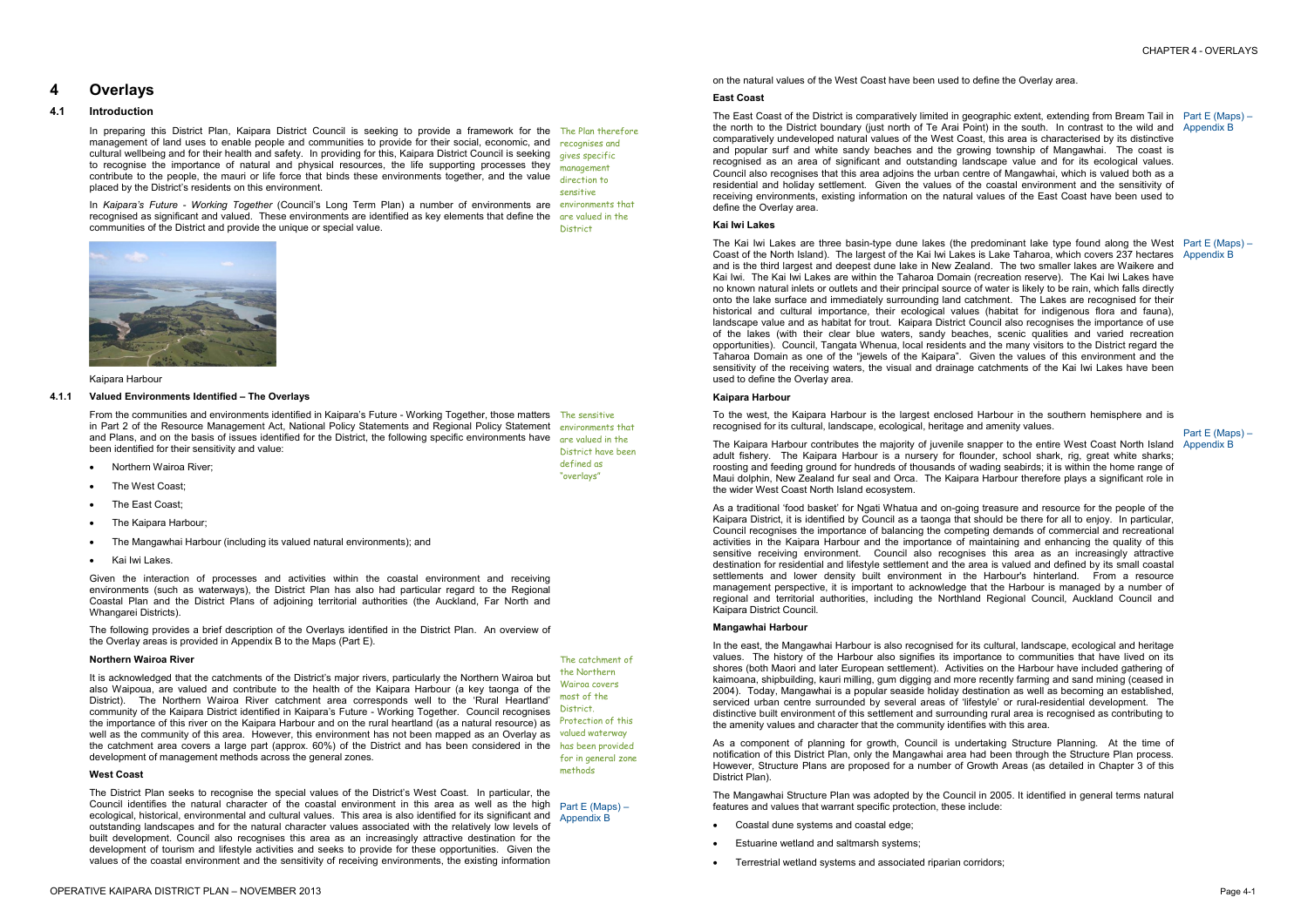# 4 Overlays

## 4.1 Introduction

In preparing this District Plan, Kaipara District Council is seeking to provide a framework for the management of land uses to enable people and communities to provide for their social, economic, and cultural wellbeing and for their health and safety. In providing for this, Kaipara District Council is seeking to recognise the importance of natural and physical resources, the life supporting processes they contribute to the people, the mauri or life force that binds these environments together, and the value placed by the District's residents on this environment.

*The Plan therefore recognises and gives specific management direction to sensitive environments that are valued in the District*

In *Kaipara's Future - Working Together* (Council's Long Term Plan) a number of environments are recognised as significant and valued. These environments are identified as key elements that define the communities of the District and provide the unique or special value.

Kaipara Harbour

### 4.1.1 Valued Environments Identified – The Overlays

From the communities and environments identified in Kaipara's Future - Working Together, those matters in Part 2 of the Resource Management Act, National Policy Statements and Regional Policy Statement and Plans, and on the basis of issues identified for the District, the following specific environments have been identified for their sensitivity and value:

*The sensitive environments that are valued in the District have been defined as "overlays"*

- Northern Wairoa River;
- The West Coast;
- The East Coast;
- The Kaipara Harbour;
- The Mangawhai Harbour (including its valued natural environments); and
- Kai Iwi Lakes.

Given the interaction of processes and activities within the coastal environment and receiving environments (such as waterways), the District Plan has also had particular regard to the Regional Coastal Plan and the District Plans of adjoining territorial authorities (the Auckland, Far North and Whangarei Districts).

The following provides a brief description of the Overlays identified in the District Plan. An overview of the Overlay areas is provided in Appendix B to the Maps (Part E).

#### Northern Wairoa River

*The catchment of the Northern Wairoa covers most of the District. Protection of this valued waterway has been provided for in general zone methods*

It is acknowledged that the catchments of the District's major rivers, particularly the Northern Wairoa but also Waipoua, are valued and contribute to the health of the Kaipara Harbour (a key taonga of the District). The Northern Wairoa River catchment area corresponds well to the 'Rural Heartland' community of the Kaipara District identified in Kaipara's Future - Working Together. Council recognises the importance of this river on the Kaipara Harbour and on the rural heartland (as a natural resource) as well as the community of this area. However, this environment has not been mapped as an Overlay as the catchment area covers a large part (approx. 60%) of the District and has been considered in the development of management methods across the general zones.

#### West Coast

*Part E (Maps) – Appendix B*

The District Plan seeks to recognise the special values of the District's West Coast. In particular, the Council identifies the natural character of the coastal environment in this area as well as the high ecological, historical, environmental and cultural values. This area is also identified for its significant and outstanding landscapes and for the natural character values associated with the relatively low levels of built development. Council also recognises this area as an increasingly attractive destination for the development of tourism and lifestyle activities and seeks to provide for these opportunities. Given the values of the coastal environment and the sensitivity of receiving environments, the existing information on the natural values of the West Coast have been used to define the Overlay area.

#### East Coast

*Part E (Maps) – Appendix B*

The East Coast of the District is comparatively limited in geographic extent, extending from Bream Tail in the north to the District boundary (just north of Te Arai Point) in the south. In contrast to the wild and comparatively undeveloped natural values of the West Coast, this area is characterised by its distinctive and popular surf and white sandy beaches and the growing township of Mangawhai. The coast is recognised as an area of significant and outstanding landscape value and for its ecological values. Council also recognises that this area adjoins the urban centre of Mangawhai, which is valued both as a residential and holiday settlement. Given the values of the coastal environment and the sensitivity of receiving environments, existing information on the natural values of the East Coast have been used to define the Overlay area.

#### Kai Iwi Lakes

*Part E (Maps) – Appendix B*

The Kai Iwi Lakes are three basin-type dune lakes (the predominant lake type found along the West Coast of the North Island). The largest of the Kai Iwi Lakes is Lake Taharoa, which covers 237 hectares and is the third largest and deepest dune lake in New Zealand. The two smaller lakes are Waikere and Kai Iwi. The Kai Iwi Lakes are within the Taharoa Domain (recreation reserve). The Kai Iwi Lakes have no known natural inlets or outlets and their principal source of water is likely to be rain, which falls directly onto the lake surface and immediately surrounding land catchment. The Lakes are recognised for their historical and cultural importance, their ecological values (habitat for indigenous flora and fauna), landscape value and as habitat for trout. Kaipara District Council also recognises the importance of use of the lakes (with their clear blue waters, sandy beaches, scenic qualities and varied recreation opportunities). Council, Tangata Whenua, local residents and the many visitors to the District regard the Taharoa Domain as one of the "jewels of the Kaipara". Given the values of this environment and the sensitivity of the receiving waters, the visual and drainage catchments of the Kai Iwi Lakes have been used to define the Overlay area.

#### Kaipara Harbour

*Part E (Maps) – Appendix B*

To the west, the Kaipara Harbour is the largest enclosed Harbour in the southern hemisphere and is recognised for its cultural, landscape, ecological, heritage and amenity values.

The Kaipara Harbour contributes the majority of juvenile snapper to the entire West Coast North Island adult fishery. The Kaipara Harbour is a nursery for flounder, school shark, rig, great white sharks; roosting and feeding ground for hundreds of thousands of wading seabirds; it is within the home range of Maui dolphin, New Zealand fur seal and Orca. The Kaipara Harbour therefore plays a significant role in the wider West Coast North Island ecosystem.

As a traditional 'food basket' for Ngati Whatua and on-going treasure and resource for the people of the Kaipara District, it is identified by Council as a taonga that should be there for all to enjoy. In particular, Council recognises the importance of balancing the competing demands of commercial and recreational activities in the Kaipara Harbour and the importance of maintaining and enhancing the quality of this sensitive receiving environment. Council also recognises this area as an increasingly attractive destination for residential and lifestyle settlement and the area is valued and defined by its small coastal settlements and lower density built environment in the Harbour's hinterland. From a resource management perspective, it is important to acknowledge that the Harbour is managed by a number of regional and territorial authorities, including the Northland Regional Council, Auckland Council and Kaipara District Council.

#### Mangawhai Harbour

In the east, the Mangawhai Harbour is also recognised for its cultural, landscape, ecological and heritage values. The history of the Harbour also signifies its importance to communities that have lived on its shores (both Maori and later European settlement). Activities on the Harbour have included gathering of kaimoana, shipbuilding, kauri milling, gum digging and more recently farming and sand mining (ceased in 2004). Today, Mangawhai is a popular seaside holiday destination as well as becoming an established, serviced urban centre surrounded by several areas of 'lifestyle' or rural-residential development. The distinctive built environment of this settlement and surrounding rural area is recognised as contributing to the amenity values and character that the community identifies with this area.

As a component of planning for growth, Council is undertaking Structure Planning. At the time of notification of this District Plan, only the Mangawhai area had been through the Structure Plan process. However, Structure Plans are proposed for a number of Growth Areas (as detailed in Chapter 3 of this District Plan).

The Mangawhai Structure Plan was adopted by the Council in 2005. It identified in general terms natural features and values that warrant specific protection, these include:

- Coastal dune systems and coastal edge;
- Estuarine wetland and saltmarsh systems;
- Terrestrial wetland systems and associated riparian corridors;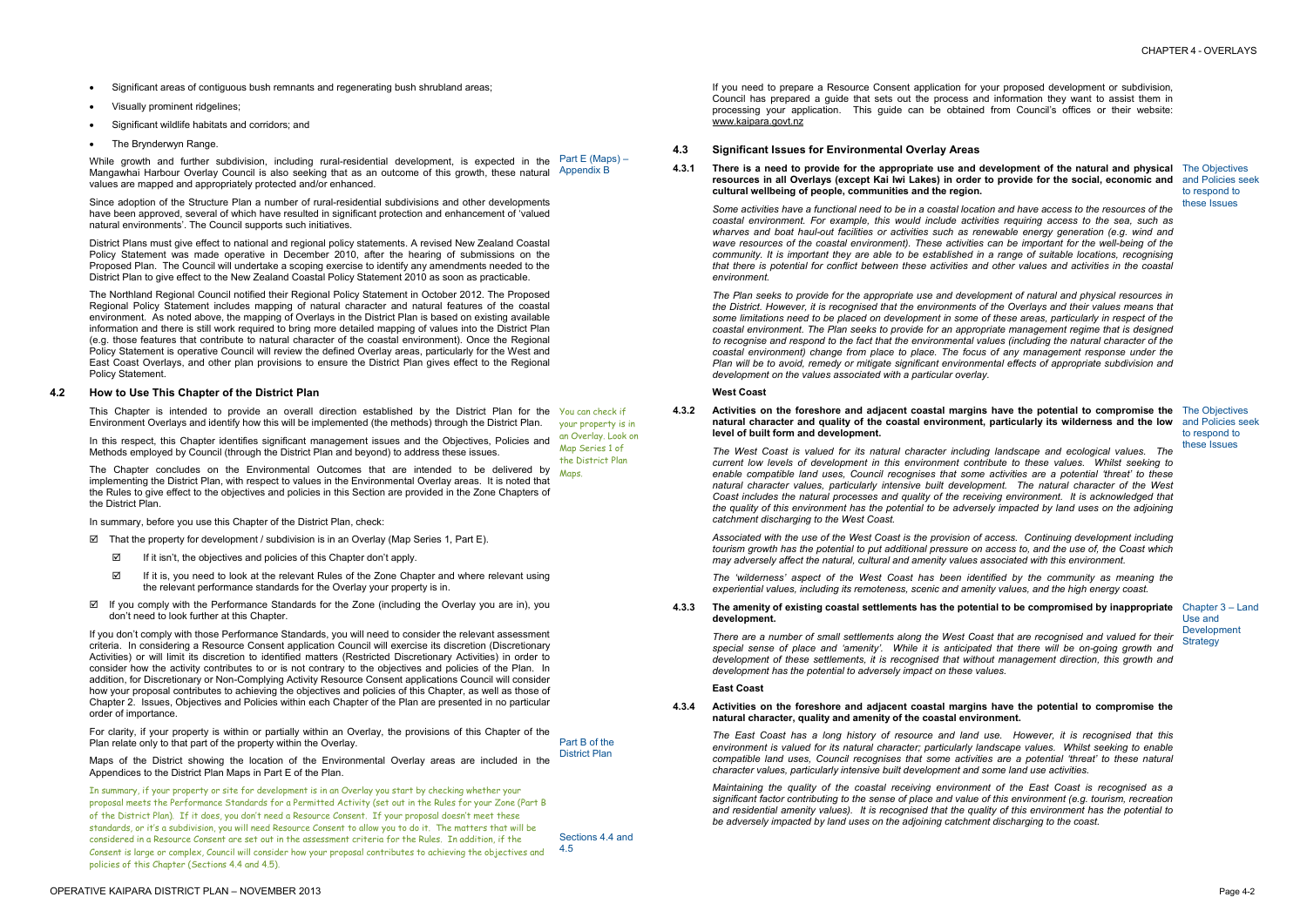- Significant areas of contiguous bush remnants and regenerating bush shrubland areas;
- Visually prominent ridgelines;
- Significant wildlife habitats and corridors; and
- The Brynderwyn Range.

While growth and further subdivision, including rural-residential development, is expected in the Mangawhai Harbour Overlay Council is also seeking that as an outcome of this growth, these natural values are mapped and appropriately protected and/or enhanced.

Part E (Maps) – Appendix B

Since adoption of the Structure Plan a number of rural-residential subdivisions and other developments have been approved, several of which have resulted in significant protection and enhancement of 'valued natural environments'. The Council supports such initiatives.

District Plans must give effect to national and regional policy statements. A revised New Zealand Coastal Policy Statement was made operative in December 2010, after the hearing of submissions on the Proposed Plan. The Council will undertake a scoping exercise to identify any amendments needed to the District Plan to give effect to the New Zealand Coastal Policy Statement 2010 as soon as practicable.

The Northland Regional Council notified their Regional Policy Statement in October 2012. The Proposed Regional Policy Statement includes mapping of natural character and natural features of the coastal environment. As noted above, the mapping of Overlays in the District Plan is based on existing available information and there is still work required to bring more detailed mapping of values into the District Plan (e.g. those features that contribute to natural character of the coastal environment). Once the Regional Policy Statement is operative Council will review the defined Overlay areas, particularly for the West and East Coast Overlays, and other plan provisions to ensure the District Plan gives effect to the Regional Policy Statement.

## 4.2 How to Use This Chapter of the District Plan

This Chapter is intended to provide an overall direction established by the District Plan for the Environment Overlays and identify how this will be implemented (the methods) through the District Plan.

In this respect, this Chapter identifies significant management issues and the Objectives, Policies and Methods employed by Council (through the District Plan and beyond) to address these issues.

The Chapter concludes on the Environmental Outcomes that are intended to be delivered by implementing the District Plan, with respect to values in the Environmental Overlay areas. It is noted that the Rules to give effect to the objectives and policies in this Section are provided in the Zone Chapters of the District Plan.

*You can check if your property is in an Overlay. Look on Map Series 1 of the District Plan Maps.*

In summary, before you use this Chapter of the District Plan, check:

- ☑ That the property for development / subdivision is in an Overlay (Map Series 1, Part E).
  - ☑ If it isn't, the objectives and policies of this Chapter don't apply.
  - ☑ If it is, you need to look at the relevant Rules of the Zone Chapter and where relevant using the relevant performance standards for the Overlay your property is in.
- ☑ If you comply with the Performance Standards for the Zone (including the Overlay you are in), you don't need to look further at this Chapter.

If you don't comply with those Performance Standards, you will need to consider the relevant assessment criteria. In considering a Resource Consent application Council will exercise its discretion (Discretionary Activities) or will limit its discretion to identified matters (Restricted Discretionary Activities) in order to consider how the activity contributes to or is not contrary to the objectives and policies of the Plan. In addition, for Discretionary or Non-Complying Activity Resource Consent applications Council will consider how your proposal contributes to achieving the objectives and policies of this Chapter, as well as those of Chapter 2. Issues, Objectives and Policies within each Chapter of the Plan are presented in no particular order of importance.

For clarity, if your property is within or partially within an Overlay, the provisions of this Chapter of the Plan relate only to that part of the property within the Overlay.

Maps of the District showing the location of the Environmental Overlay areas are included in the Appendices to the District Plan Maps in Part E of the Plan.

Part B of the District Plan

*In summary, if your property or site for development is in an Overlay you start by checking whether your proposal meets the Performance Standards for a Permitted Activity (set out in the Rules for your Zone (Part B of the District Plan). If it does, you don't need a Resource Consent. If your proposal doesn't meet these standards, or it's a subdivision, you will need Resource Consent to allow you to do it. The matters that will be considered in a Resource Consent are set out in the assessment criteria for the Rules. In addition, if the Consent is large or complex, Council will consider how your proposal contributes to achieving the objectives and policies of this Chapter (Sections 4.4 and 4.5).*

Sections 4.4 and 4.5

If you need to prepare a Resource Consent application for your proposed development or subdivision, Council has prepared a guide that sets out the process and information they want to assist them in processing your application. This guide can be obtained from Council's offices or their website: www.kaipara.govt.nz

## 4.3 Significant Issues for Environmental Overlay Areas

**4.3.1 There is a need to provide for the appropriate use and development of the natural and physical resources in all Overlays (except Kai Iwi Lakes) in order to provide for the social, economic and cultural wellbeing of people, communities and the region.**

The Objectives and Policies seek to respond to these Issues

*Some activities have a functional need to be in a coastal location and have access to the resources of the coastal environment. For example, this would include activities requiring access to the sea, such as wharves and boat haul-out facilities or activities such as renewable energy generation (e.g. wind and wave resources of the coastal environment). These activities can be important for the well-being of the community. It is important they are able to be established in a range of suitable locations, recognising that there is potential for conflict between these activities and other values and activities in the coastal environment.*

*The Plan seeks to provide for the appropriate use and development of natural and physical resources in the District. However, it is recognised that the environments of the Overlays and their values means that some limitations need to be placed on development in some of these areas, particularly in respect of the coastal environment. The Plan seeks to provide for an appropriate management regime that is designed to recognise and respond to the fact that the environmental values (including the natural character of the coastal environment) change from place to place. The focus of any management response under the Plan will be to avoid, remedy or mitigate significant environmental effects of appropriate subdivision and development on the values associated with a particular overlay.*

### West Coast

**4.3.2 Activities on the foreshore and adjacent coastal margins have the potential to compromise the natural character and quality of the coastal environment, particularly its wilderness and the low level of built form and development.**

The Objectives and Policies seek to respond to these Issues

*The West Coast is valued for its natural character including landscape and ecological values. The current low levels of development in this environment contribute to these values. Whilst seeking to enable compatible land uses, Council recognises that some activities are a potential 'threat' to these natural character values, particularly intensive built development. The natural character of the West Coast includes the natural processes and quality of the receiving environment. It is acknowledged that the quality of this environment has the potential to be adversely impacted by land uses on the adjoining catchment discharging to the West Coast.*

*Associated with the use of the West Coast is the provision of access. Continuing development including tourism growth has the potential to put additional pressure on access to, and the use of, the Coast which may adversely affect the natural, cultural and amenity values associated with this environment.*

*The 'wilderness' aspect of the West Coast has been identified by the community as meaning the experiential values, including its remoteness, scenic and amenity values, and the high energy coast.*

**4.3.3 The amenity of existing coastal settlements has the potential to be compromised by inappropriate development.**

Chapter 3 – Land Use and Development Strategy

*There are a number of small settlements along the West Coast that are recognised and valued for their special sense of place and 'amenity'. While it is anticipated that there will be on-going growth and development of these settlements, it is recognised that without management direction, this growth and development has the potential to adversely impact on these values.*

### East Coast

**4.3.4 Activities on the foreshore and adjacent coastal margins have the potential to compromise the natural character, quality and amenity of the coastal environment.**

*The East Coast has a long history of resource and land use. However, it is recognised that this environment is valued for its natural character; particularly landscape values. Whilst seeking to enable compatible land uses, Council recognises that some activities are a potential 'threat' to these natural character values, particularly intensive built development and some land use activities.*

*Maintaining the quality of the coastal receiving environment of the East Coast is recognised as a significant factor contributing to the sense of place and value of this environment (e.g. tourism, recreation and residential amenity values). It is recognised that the quality of this environment has the potential to be adversely impacted by land uses on the adjoining catchment discharging to the coast.*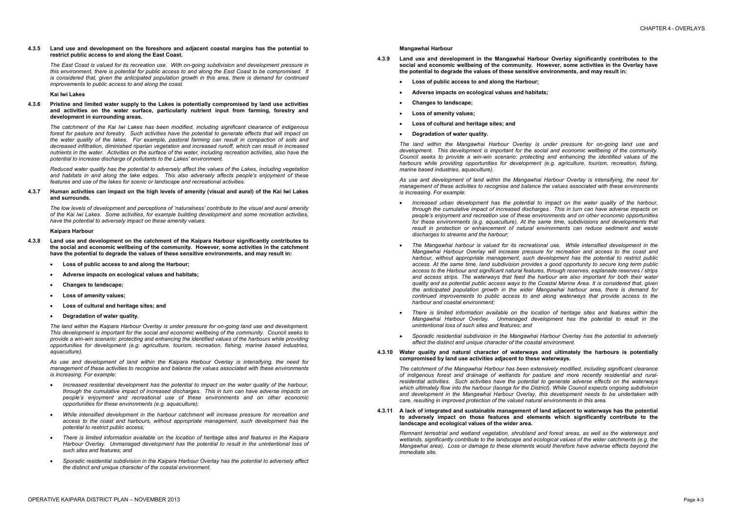**4.3.5 Land use and development on the foreshore and adjacent coastal margins has the potential to restrict public access to and along the East Coast.**

*The East Coast is valued for its recreation use. With on-going subdivision and development pressure in this environment, there is potential for public access to and along the East Coast to be compromised. It is considered that, given the anticipated population growth in this area, there is demand for continued improvements to public access to and along the coast.*

**Kai Iwi Lakes**

**4.3.6 Pristine and limited water supply to the Lakes is potentially compromised by land use activities and activities on the water surface, particularly nutrient input from farming, forestry and development in surrounding areas.**

*The catchment of the Kai Iwi Lakes has been modified, including significant clearance of indigenous forest for pasture and forestry. Such activities have the potential to generate effects that will impact on the water quality of the lakes. For example, pastoral farming can result in compaction of soils and decreased infiltration, diminished riparian vegetation and increased runoff, which can result in increased nutrients in the water. Activities on the surface of the water, including recreation activities, also have the potential to increase discharge of pollutants to the Lakes' environment.*

*Reduced water quality has the potential to adversely affect the values of the Lakes, including vegetation and habitats in and along the lake edges. This also adversely affects people's enjoyment of these features and use of the lakes for scenic or landscape and recreational activities.*

**4.3.7 Human activities can impact on the high levels of amenity (visual and aural) of the Kai Iwi Lakes and surrounds.**

*The low levels of development and perceptions of 'naturalness' contribute to the visual and aural amenity of the Kai Iwi Lakes. Some activities, for example building development and some recreation activities, have the potential to adversely impact on these amenity values.*

**Kaipara Harbour**

**4.3.8 Land use and development on the catchment of the Kaipara Harbour significantly contributes to the social and economic wellbeing of the community. However, some activities in the catchment have the potential to degrade the values of these sensitive environments, and may result in:**

- **Loss of public access to and along the Harbour;**
- **Adverse impacts on ecological values and habitats;**
- **Changes to landscape;**
- **Loss of amenity values;**
- **Loss of cultural and heritage sites; and**
- **Degradation of water quality.**

*The land within the Kaipara Harbour Overlay is under pressure for on-going land use and development. This development is important for the social and economic wellbeing of the community. Council seeks to provide a win-win scenario: protecting and enhancing the identified values of the harbours while providing opportunities for development (e.g. agriculture, tourism, recreation, fishing, marine based industries, aquaculture).*

*As use and development of land within the Kaipara Harbour Overlay is intensifying, the need for management of these activities to recognise and balance the values associated with these environments is increasing. For example:*

- *Increased residential development has the potential to impact on the water quality of the harbour, through the cumulative impact of increased discharges. This in turn can have adverse impacts on people's enjoyment and recreational use of these environments and on other economic opportunities for these environments (e.g. aquaculture);*
- *While intensified development in the harbour catchment will increase pressure for recreation and access to the coast and harbours, without appropriate management, such development has the potential to restrict public access;*
- *There is limited information available on the location of heritage sites and features in the Kaipara Harbour Overlay. Unmanaged development has the potential to result in the unintentional loss of such sites and features; and*
- *Sporadic residential subdivision in the Kaipara Harbour Overlay has the potential to adversely affect the distinct and unique character of the coastal environment.*

**Mangawhai Harbour**

**4.3.9 Land use and development in the Mangawhai Harbour Overlay significantly contributes to the social and economic wellbeing of the community. However, some activities in the Overlay have the potential to degrade the values of these sensitive environments, and may result in:**

- **Loss of public access to and along the Harbour;**
- **Adverse impacts on ecological values and habitats;**
- **Changes to landscape;**
- **Loss of amenity values;**
- **Loss of cultural and heritage sites; and**
- **Degradation of water quality.**

*The land within the Mangawhai Harbour Overlay is under pressure for on-going land use and development. This development is important for the social and economic wellbeing of the community. Council seeks to provide a win-win scenario: protecting and enhancing the identified values of the harbours while providing opportunities for development (e.g. agriculture, tourism, recreation, fishing, marine based industries, aquaculture).*

*As use and development of land within the Mangawhai Harbour Overlay is intensifying, the need for management of these activities to recognise and balance the values associated with these environments is increasing. For example:*

- *Increased urban development has the potential to impact on the water quality of the harbour, through the cumulative impact of increased discharges. This in turn can have adverse impacts on people's enjoyment and recreation use of these environments and on other economic opportunities for these environments (e.g. aquaculture). At the same time, subdivisions and developments that result in protection or enhancement of natural environments can reduce sediment and waste discharges to streams and the harbour;*
- *The Mangawhai harbour is valued for its recreational use. While intensified development in the Mangawhai Harbour Overlay will increase pressure for recreation and access to the coast and harbour, without appropriate management, such development has the potential to restrict public access. At the same time, land subdivision provides a good opportunity to secure long term public access to the Harbour and significant natural features, through reserves, esplanade reserves / strips and access strips. The waterways that feed the harbour are also important for both their water quality and as potential public access ways to the Coastal Marine Area. It is considered that, given the anticipated population growth in the wider Mangawhai harbour area, there is demand for continued improvements to public access to and along waterways that provide access to the harbour and coastal environment;*
- *There is limited information available on the location of heritage sites and features within the Mangawhai Harbour Overlay. Unmanaged development has the potential to result in the unintentional loss of such sites and features; and*
- *Sporadic residential subdivision in the Mangawhai Harbour Overlay has the potential to adversely affect the distinct and unique character of the coastal environment.*

**4.3.10 Water quality and natural character of waterways and ultimately the harbours is potentially compromised by land use activities adjacent to these waterways.**

*The catchment of the Mangawhai Harbour has been extensively modified, including significant clearance of indigenous forest and drainage of wetlands for pasture and more recently residential and rural-residential activities. Such activities have the potential to generate adverse effects on the waterways which ultimately flow into the harbour (taonga for the District). While Council expects ongoing subdivision and development in the Mangawhai Harbour Overlay, this development needs to be undertaken with care, resulting in improved protection of the valued natural environments in this area.*

**4.3.11 A lack of integrated and sustainable management of land adjacent to waterways has the potential to adversely impact on those features and elements which significantly contribute to the landscape and ecological values of the wider area.**

*Remnant terrestrial and wetland vegetation, shrubland and forest areas, as well as the waterways and wetlands, significantly contribute to the landscape and ecological values of the wider catchments (e.g. the Mangawhai area). Loss or damage to these elements would therefore have adverse effects beyond the immediate site.*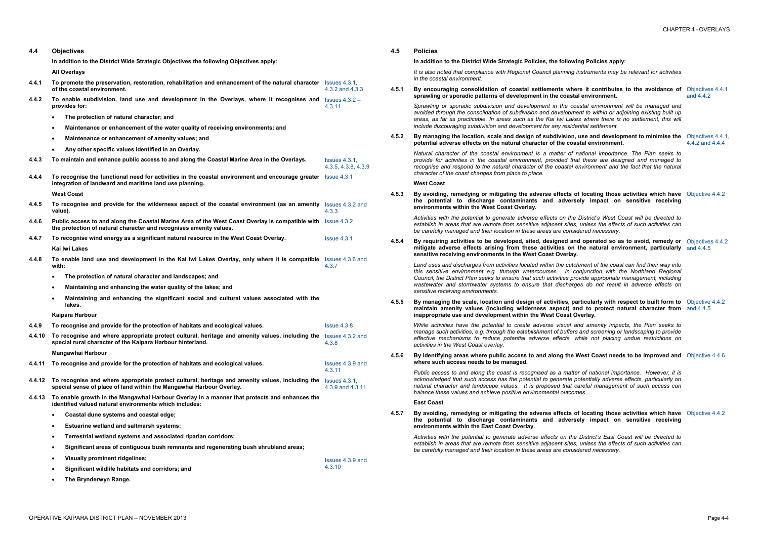## 4.4 Objectives

**In addition to the District Wide Strategic Objectives the following Objectives apply:**

**All Overlays**

**4.4.1 To promote the preservation, restoration, rehabilitation and enhancement of the natural character of the coastal environment.** Issues 4.3.1, 4.3.2 and 4.3.3

**4.4.2 To enable subdivision, land use and development in the Overlays, where it recognises and provides for:** Issues 4.3.2 – 4.3.11

- **The protection of natural character; and**
- **Maintenance or enhancement of the water quality of receiving environments; and**
- **Maintenance or enhancement of amenity values; and**
- **Any other specific values identified in an Overlay.**

**4.4.3 To maintain and enhance public access to and along the Coastal Marine Area in the Overlays.** Issues 4.3.1, 4.3.5, 4.3.8, 4.3.9

**4.4.4 To recognise the functional need for activities in the coastal environment and encourage greater integration of landward and maritime land use planning.** Issue 4.3.1

**West Coast**

**4.4.5 To recognise and provide for the wilderness aspect of the coastal environment (as an amenity value).** Issues 4.3.2 and 4.3.3

**4.4.6 Public access to and along the Coastal Marine Area of the West Coast Overlay is compatible with the protection of natural character and recognises amenity values.** Issue 4.3.2

**4.4.7 To recognise wind energy as a significant natural resource in the West Coast Overlay.** Issue 4.3.1

**Kai Iwi Lakes**

**4.4.8 To enable land use and development in the Kai Iwi Lakes Overlay, only where it is compatible with:** Issues 4.3.6 and 4.3.7

- **The protection of natural character and landscapes; and**
- **Maintaining and enhancing the water quality of the lakes; and**
- **Maintaining and enhancing the significant social and cultural values associated with the lakes.**

**Kaipara Harbour**

**4.4.9 To recognise and provide for the protection of habitats and ecological values.** Issue 4.3.8

**4.4.10 To recognise and where appropriate protect cultural, heritage and amenity values, including the special rural character of the Kaipara Harbour hinterland.** Issues 4.3.2 and 4.3.8

**Mangawhai Harbour**

**4.4.11 To recognise and provide for the protection of habitats and ecological values.** Issues 4.3.9 and 4.3.11

**4.4.12 To recognise and where appropriate protect cultural, heritage and amenity values, including the special sense of place of land within the Mangawhai Harbour Overlay.** Issues 4.3.1, 4.3.9 and 4.3.11

**4.4.13 To enable growth in the Mangawhai Harbour Overlay in a manner that protects and enhances the identified valued natural environments which includes:** Issues 4.3.9 and 4.3.10

- **Coastal dune systems and coastal edge;**
- **Estuarine wetland and saltmarsh systems;**
- **Terrestrial wetland systems and associated riparian corridors;**
- **Significant areas of contiguous bush remnants and regenerating bush shrubland areas;**
- **Visually prominent ridgelines;**
- **Significant wildlife habitats and corridors; and**
- **The Brynderwyn Range.**

## 4.5 Policies

**In addition to the District Wide Strategic Policies, the following Policies apply:**

*It is also noted that compliance with Regional Council planning instruments may be relevant for activities in the coastal environment.*

**4.5.1 By encouraging consolidation of coastal settlements where it contributes to the avoidance of sprawling or sporadic patterns of development in the coastal environment.** Objectives 4.4.1 and 4.4.2

*Sprawling or sporadic subdivision and development in the coastal environment will be managed and avoided through the consolidation of subdivision and development to within or adjoining existing built up areas, as far as practicable. In areas such as the Kai Iwi Lakes where there is no settlement, this will include discouraging subdivision and development for any residential settlement.*

**4.5.2 By managing the location, scale and design of subdivision, use and development to minimise the potential adverse effects on the natural character of the coastal environment.** Objectives 4.4.1, 4.4.2 and 4.4.4

*Natural character of the coastal environment is a matter of national importance. The Plan seeks to provide for activities in the coastal environment, provided that these are designed and managed to recognise and respond to the natural character of the coastal environment and the fact that the natural character of the coast changes from place to place.*

**West Coast**

**4.5.3 By avoiding, remedying or mitigating the adverse effects of locating those activities which have the potential to discharge contaminants and adversely impact on sensitive receiving environments within the West Coast Overlay.** Objective 4.4.2

*Activities with the potential to generate adverse effects on the District's West Coast will be directed to establish in areas that are remote from sensitive adjacent sites, unless the effects of such activities can be carefully managed and their location in these areas are considered necessary.*

**4.5.4 By requiring activities to be developed, sited, designed and operated so as to avoid, remedy or mitigate adverse effects arising from these activities on the natural environment, particularly sensitive receiving environments in the West Coast Overlay.** Objectives 4.4.2 and 4.4.5

*Land uses and discharges from activities located within the catchment of the coast can find their way into this sensitive environment e.g. through watercourses. In conjunction with the Northland Regional Council, the District Plan seeks to ensure that such activities provide appropriate management, including wastewater and stormwater systems to ensure that discharges do not result in adverse effects on sensitive receiving environments.*

**4.5.5 By managing the scale, location and design of activities, particularly with respect to built form to maintain amenity values (including wilderness aspect) and to protect natural character from inappropriate use and development within the West Coast Overlay.** Objective 4.4.2 and 4.4.5

*While activities have the potential to create adverse visual and amenity impacts, the Plan seeks to manage such activities, e.g. through the establishment of buffers and screening or landscaping to provide effective mechanisms to reduce potential adverse effects, while not placing undue restrictions on activities in the West Coast overlay.*

**4.5.6 By identifying areas where public access to and along the West Coast needs to be improved and where such access needs to be managed.** Objective 4.4.6

*Public access to and along the coast is recognised as a matter of national importance. However, it is acknowledged that such access has the potential to generate potentially adverse effects, particularly on natural character and landscape values. It is proposed that careful management of such access can balance these values and achieve positive environmental outcomes.*

**East Coast**

**4.5.7 By avoiding, remedying or mitigating the adverse effects of locating those activities which have the potential to discharge contaminants and adversely impact on sensitive receiving environments within the East Coast Overlay.** Objective 4.4.2

*Activities with the potential to generate adverse effects on the District's East Coast will be directed to establish in areas that are remote from sensitive adjacent sites, unless the effects of such activities can be carefully managed and their location in these areas are considered necessary.*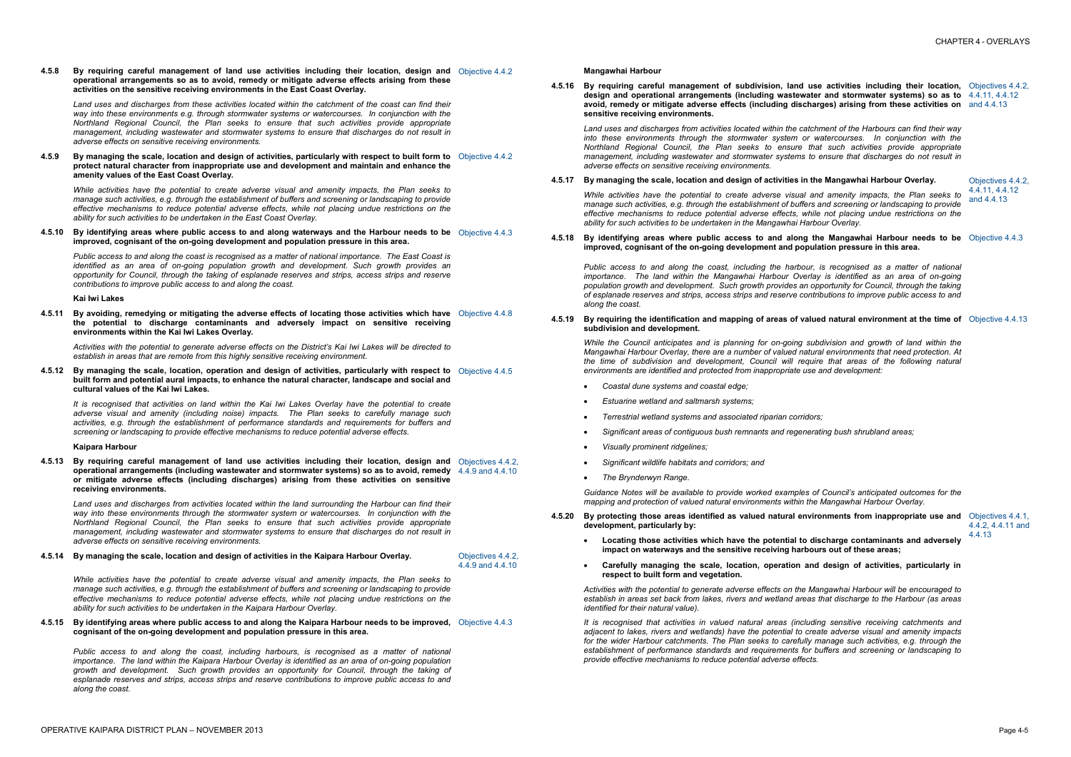**4.5.8 By requiring careful management of land use activities including their location, design and operational arrangements so as to avoid, remedy or mitigate adverse effects arising from these activities on the sensitive receiving environments in the East Coast Overlay.** Objective 4.4.2

*Land uses and discharges from these activities located within the catchment of the coast can find their way into these environments e.g. through stormwater systems or watercourses. In conjunction with the Northland Regional Council, the Plan seeks to ensure that such activities provide appropriate management, including wastewater and stormwater systems to ensure that discharges do not result in adverse effects on sensitive receiving environments.*

**4.5.9 By managing the scale, location and design of activities, particularly with respect to built form to protect natural character from inappropriate use and development and maintain and enhance the amenity values of the East Coast Overlay.** Objective 4.4.2

*While activities have the potential to create adverse visual and amenity impacts, the Plan seeks to manage such activities, e.g. through the establishment of buffers and screening or landscaping to provide effective mechanisms to reduce potential adverse effects, while not placing undue restrictions on the ability for such activities to be undertaken in the East Coast Overlay.*

**4.5.10 By identifying areas where public access to and along waterways and the Harbour needs to be improved, cognisant of the on-going development and population pressure in this area.** Objective 4.4.3

*Public access to and along the coast is recognised as a matter of national importance. The East Coast is identified as an area of on-going population growth and development. Such growth provides an opportunity for Council, through the taking of esplanade reserves and strips, access strips and reserve contributions to improve public access to and along the coast.*

**Kai Iwi Lakes**

**4.5.11 By avoiding, remedying or mitigating the adverse effects of locating those activities which have the potential to discharge contaminants and adversely impact on sensitive receiving environments within the Kai Iwi Lakes Overlay.** Objective 4.4.8

*Activities with the potential to generate adverse effects on the District's Kai Iwi Lakes will be directed to establish in areas that are remote from this highly sensitive receiving environment.*

**4.5.12 By managing the scale, location, operation and design of activities, particularly with respect to built form and potential aural impacts, to enhance the natural character, landscape and social and cultural values of the Kai Iwi Lakes.** Objective 4.4.5

*It is recognised that activities on land within the Kai Iwi Lakes Overlay have the potential to create adverse visual and amenity (including noise) impacts. The Plan seeks to carefully manage such activities, e.g. through the establishment of performance standards and requirements for buffers and screening or landscaping to provide effective mechanisms to reduce potential adverse effects.*

**Kaipara Harbour**

**4.5.13 By requiring careful management of land use activities including their location, design and operational arrangements (including wastewater and stormwater systems) so as to avoid, remedy or mitigate adverse effects (including discharges) arising from these activities on sensitive receiving environments.** Objectives 4.4.2, 4.4.9 and 4.4.10

*Land uses and discharges from activities located within the land surrounding the Harbour can find their way into these environments through the stormwater system or watercourses. In conjunction with the Northland Regional Council, the Plan seeks to ensure that such activities provide appropriate management, including wastewater and stormwater systems to ensure that discharges do not result in adverse effects on sensitive receiving environments.*

**4.5.14 By managing the scale, location and design of activities in the Kaipara Harbour Overlay.** Objectives 4.4.2, 4.4.9 and 4.4.10

*While activities have the potential to create adverse visual and amenity impacts, the Plan seeks to manage such activities, e.g. through the establishment of buffers and screening or landscaping to provide effective mechanisms to reduce potential adverse effects, while not placing undue restrictions on the ability for such activities to be undertaken in the Kaipara Harbour Overlay.*

**4.5.15 By identifying areas where public access to and along the Kaipara Harbour needs to be improved, cognisant of the on-going development and population pressure in this area.** Objective 4.4.3

*Public access to and along the coast, including harbours, is recognised as a matter of national importance. The land within the Kaipara Harbour Overlay is identified as an area of on-going population growth and development. Such growth provides an opportunity for Council, through the taking of esplanade reserves and strips, access strips and reserve contributions to improve public access to and along the coast.*

**Mangawhai Harbour**

**4.5.16 By requiring careful management of subdivision, land use activities including their location, design and operational arrangements (including wastewater and stormwater systems) so as to avoid, remedy or mitigate adverse effects (including discharges) arising from these activities on sensitive receiving environments.** Objectives 4.4.2, 4.4.11, 4.4.12 and 4.4.13

*Land uses and discharges from activities located within the catchment of the Harbours can find their way into these environments through the stormwater system or watercourses. In conjunction with the Northland Regional Council, the Plan seeks to ensure that such activities provide appropriate management, including wastewater and stormwater systems to ensure that discharges do not result in adverse effects on sensitive receiving environments.*

**4.5.17 By managing the scale, location and design of activities in the Mangawhai Harbour Overlay.** Objectives 4.4.2, 4.4.11, 4.4.12 and 4.4.13

*While activities have the potential to create adverse visual and amenity impacts, the Plan seeks to manage such activities, e.g. through the establishment of buffers and screening or landscaping to provide effective mechanisms to reduce potential adverse effects, while not placing undue restrictions on the ability for such activities to be undertaken in the Mangawhai Harbour Overlay.*

**4.5.18 By identifying areas where public access to and along the Mangawhai Harbour needs to be improved, cognisant of the on-going development and population pressure in this area.** Objective 4.4.3

*Public access to and along the coast, including the harbour, is recognised as a matter of national importance. The land within the Mangawhai Harbour Overlay is identified as an area of on-going population growth and development. Such growth provides an opportunity for Council, through the taking of esplanade reserves and strips, access strips and reserve contributions to improve public access to and along the coast.*

**4.5.19 By requiring the identification and mapping of areas of valued natural environment at the time of subdivision and development.** Objective 4.4.13

*While the Council anticipates and is planning for on-going subdivision and growth of land within the Mangawhai Harbour Overlay, there are a number of valued natural environments that need protection. At the time of subdivision and development, Council will require that areas of the following natural environments are identified and protected from inappropriate use and development:*

- *Coastal dune systems and coastal edge;*
- *Estuarine wetland and saltmarsh systems;*
- *Terrestrial wetland systems and associated riparian corridors;*
- *Significant areas of contiguous bush remnants and regenerating bush shrubland areas;*
- *Visually prominent ridgelines;*
- *Significant wildlife habitats and corridors; and*
- *The Brynderwyn Range.*

*Guidance Notes will be available to provide worked examples of Council's anticipated outcomes for the mapping and protection of valued natural environments within the Mangawhai Harbour Overlay.*

**4.5.20 By protecting those areas identified as valued natural environments from inappropriate use and development, particularly by:** Objectives 4.4.1, 4.4.2, 4.4.11 and 4.4.13

- **Locating those activities which have the potential to discharge contaminants and adversely impact on waterways and the sensitive receiving harbours out of these areas;**
- **Carefully managing the scale, location, operation and design of activities, particularly in respect to built form and vegetation.**

*Activities with the potential to generate adverse effects on the Mangawhai Harbour will be encouraged to establish in areas set back from lakes, rivers and wetland areas that discharge to the Harbour (as areas identified for their natural value).*

*It is recognised that activities in valued natural areas (including sensitive receiving catchments and adjacent to lakes, rivers and wetlands) have the potential to create adverse visual and amenity impacts for the wider Harbour catchments. The Plan seeks to carefully manage such activities, e.g. through the establishment of performance standards and requirements for buffers and screening or landscaping to provide effective mechanisms to reduce potential adverse effects.*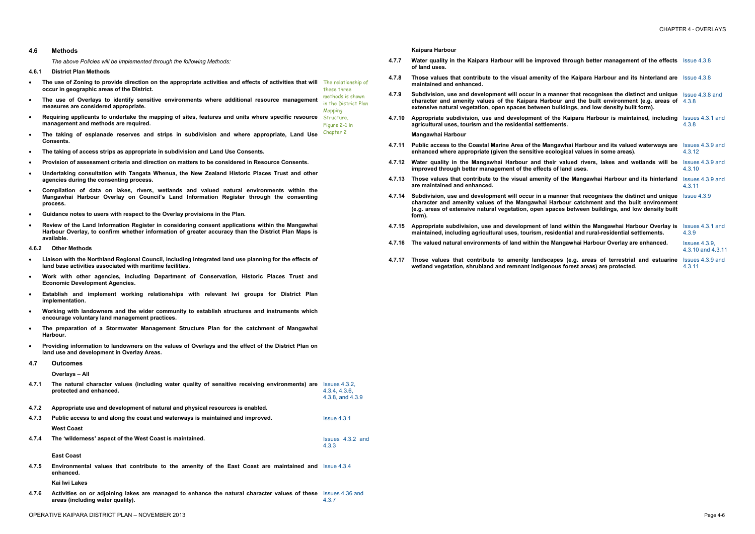## 4.6 Methods

*The above Policies will be implemented through the following Methods:*

### 4.6.1 District Plan Methods

- **The use of Zoning to provide direction on the appropriate activities and effects of activities that will occur in geographic areas of the District.**
- **The use of Overlays to identify sensitive environments where additional resource management measures are considered appropriate.**
- **Requiring applicants to undertake the mapping of sites, features and units where specific resource management and methods are required.**
- **The taking of esplanade reserves and strips in subdivision and where appropriate, Land Use Consents.**
- **The taking of access strips as appropriate in subdivision and Land Use Consents.**
- **Provision of assessment criteria and direction on matters to be considered in Resource Consents.**
- **Undertaking consultation with Tangata Whenua, the New Zealand Historic Places Trust and other agencies during the consenting process.**
- **Compilation of data on lakes, rivers, wetlands and valued natural environments within the Mangawhai Harbour Overlay on Council's Land Information Register through the consenting process.**
- **Guidance notes to users with respect to the Overlay provisions in the Plan.**
- **Review of the Land Information Register in considering consent applications within the Mangawhai Harbour Overlay, to confirm whether information of greater accuracy than the District Plan Maps is available.**

The relationship of these three methods is shown in the District Plan Mapping Structure, Figure 2-1 in Chapter 2

### 4.6.2 Other Methods

- **Liaison with the Northland Regional Council, including integrated land use planning for the effects of land base activities associated with maritime facilities.**
- **Work with other agencies, including Department of Conservation, Historic Places Trust and Economic Development Agencies.**
- **Establish and implement working relationships with relevant Iwi groups for District Plan implementation.**
- **Working with landowners and the wider community to establish structures and instruments which encourage voluntary land management practices.**
- **The preparation of a Stormwater Management Structure Plan for the catchment of Mangawhai Harbour.**
- **Providing information to landowners on the values of Overlays and the effect of the District Plan on land use and development in Overlay Areas.**

## 4.7 Outcomes

**Overlays – All**

| | | |
|---|---|---|
| **4.7.1** | **The natural character values (including water quality of sensitive receiving environments) are protected and enhanced.** | Issues 4.3.2, 4.3.4, 4.3.6, 4.3.8, and 4.3.9 |
| **4.7.2** | **Appropriate use and development of natural and physical resources is enabled.** | |
| **4.7.3** | **Public access to and along the coast and waterways is maintained and improved.** | Issue 4.3.1 |

**West Coast**

| | | |
|---|---|---|
| **4.7.4** | **The 'wilderness' aspect of the West Coast is maintained.** | Issues 4.3.2 and 4.3.3 |

**East Coast**

| | | |
|---|---|---|
| **4.7.5** | **Environmental values that contribute to the amenity of the East Coast are maintained and enhanced.** | Issue 4.3.4 |

**Kai Iwi Lakes**

| | | |
|---|---|---|
| **4.7.6** | **Activities on or adjoining lakes are managed to enhance the natural character values of these areas (including water quality).** | Issues 4.36 and 4.3.7 |

**Kaipara Harbour**

| | | |
|---|---|---|
| **4.7.7** | **Water quality in the Kaipara Harbour will be improved through better management of the effects of land uses.** | Issue 4.3.8 |
| **4.7.8** | **Those values that contribute to the visual amenity of the Kaipara Harbour and its hinterland are maintained and enhanced.** | Issue 4.3.8 |
| **4.7.9** | **Subdivision, use and development will occur in a manner that recognises the distinct and unique character and amenity values of the Kaipara Harbour and the built environment (e.g. areas of extensive natural vegetation, open spaces between buildings, and low density built form).** | Issue 4.3.8 and 4.3.8 |
| **4.7.10** | **Appropriate subdivision, use and development of the Kaipara Harbour is maintained, including agricultural uses, tourism and the residential settlements.** | Issues 4.3.1 and 4.3.8 |

**Mangawhai Harbour**

| | | |
|---|---|---|
| **4.7.11** | **Public access to the Coastal Marine Area of the Mangawhai Harbour and its valued waterways are enhanced where appropriate (given the sensitive ecological values in some areas).** | Issues 4.3.9 and 4.3.12 |
| **4.7.12** | **Water quality in the Mangawhai Harbour and their valued rivers, lakes and wetlands will be improved through better management of the effects of land uses.** | Issues 4.3.9 and 4.3.10 |
| **4.7.13** | **Those values that contribute to the visual amenity of the Mangawhai Harbour and its hinterland are maintained and enhanced.** | Issues 4.3.9 and 4.3.11 |
| **4.7.14** | **Subdivision, use and development will occur in a manner that recognises the distinct and unique character and amenity values of the Mangawhai Harbour catchment and the built environment (e.g. areas of extensive natural vegetation, open spaces between buildings, and low density built form).** | Issue 4.3.9 |
| **4.7.15** | **Appropriate subdivision, use and development of land within the Mangawhai Harbour Overlay is maintained, including agricultural uses, tourism, residential and rural-residential settlements.** | Issues 4.3.1 and 4.3.9 |
| **4.7.16** | **The valued natural environments of land within the Mangawhai Harbour Overlay are enhanced.** | Issues 4.3.9, 4.3.10 and 4.3.11 |
| **4.7.17** | **Those values that contribute to amenity landscapes (e.g. areas of terrestrial and estuarine wetland vegetation, shrubland and remnant indigenous forest areas) are protected.** | Issues 4.3.9 and 4.3.11 |